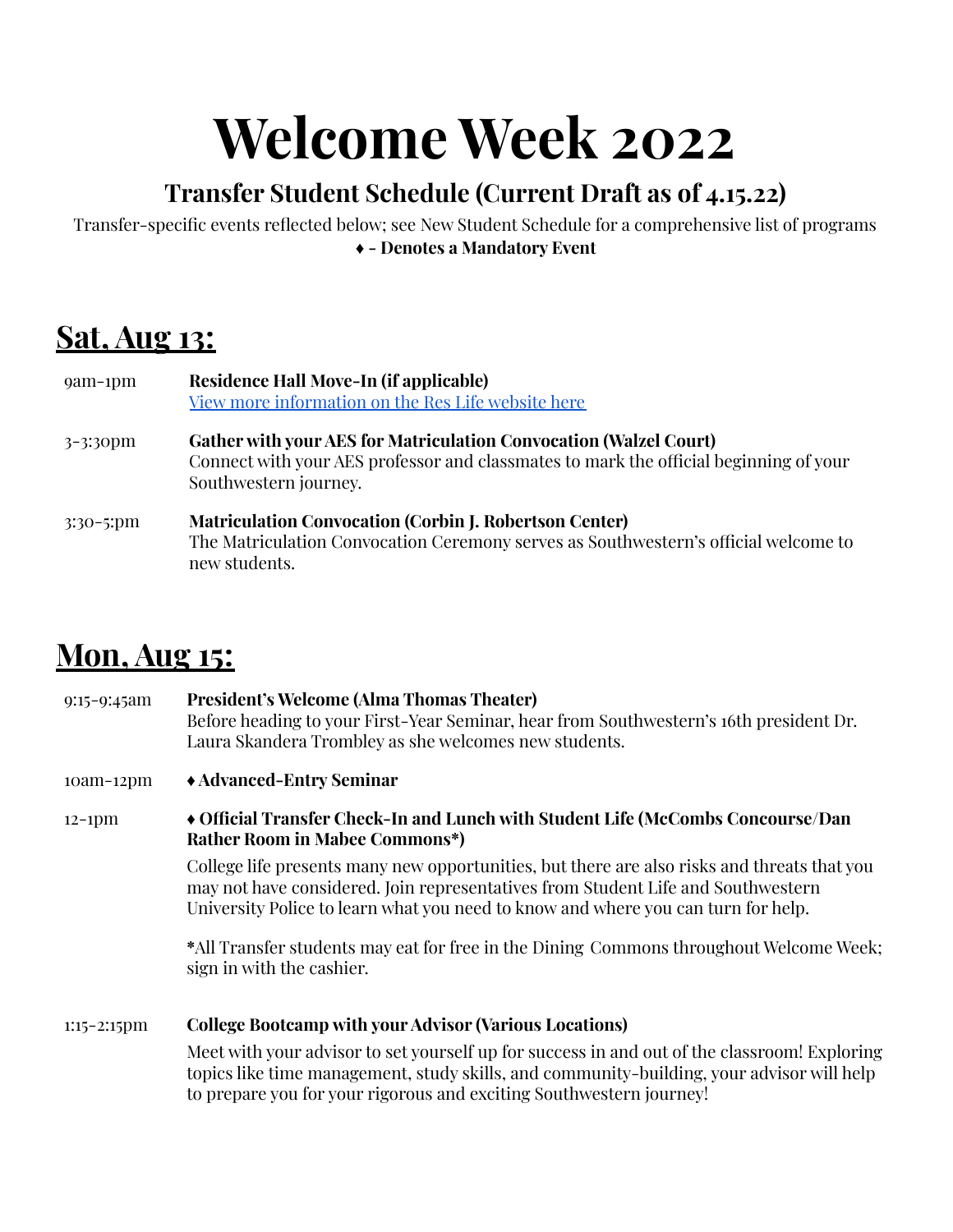# Welcome Week 2022

## Transfer Student Schedule (Current Draft as of 4.15.22)

Transfer-specific events reflected below; see New Student Schedule for a comprehensive list of programs

**♦ - Denotes a Mandatory Event**

## Sat, Aug 13:

9am-1pm — **Residence Hall Move-In (if applicable)**
[View more information on the Res Life website here]

3-3:30pm — **Gather with your AES for Matriculation Convocation (Walzel Court)**
Connect with your AES professor and classmates to mark the official beginning of your Southwestern journey.

3:30-5:pm — **Matriculation Convocation (Corbin J. Robertson Center)**
The Matriculation Convocation Ceremony serves as Southwestern's official welcome to new students.

## Mon, Aug 15:

9:15-9:45am — **President's Welcome (Alma Thomas Theater)**
Before heading to your First-Year Seminar, hear from Southwestern's 16th president Dr. Laura Skandera Trombley as she welcomes new students.

10am-12pm — **♦ Advanced-Entry Seminar**

12-1pm — **♦ Official Transfer Check-In and Lunch with Student Life (McCombs Concourse/Dan Rather Room in Mabee Commons*)**

College life presents many new opportunities, but there are also risks and threats that you may not have considered. Join representatives from Student Life and Southwestern University Police to learn what you need to know and where you can turn for help.

***All Transfer students may eat for free in the Dining Commons throughout Welcome Week; sign in with the cashier.**

1:15-2:15pm — **College Bootcamp with your Advisor (Various Locations)**

Meet with your advisor to set yourself up for success in and out of the classroom! Exploring topics like time management, study skills, and community-building, your advisor will help to prepare you for your rigorous and exciting Southwestern journey!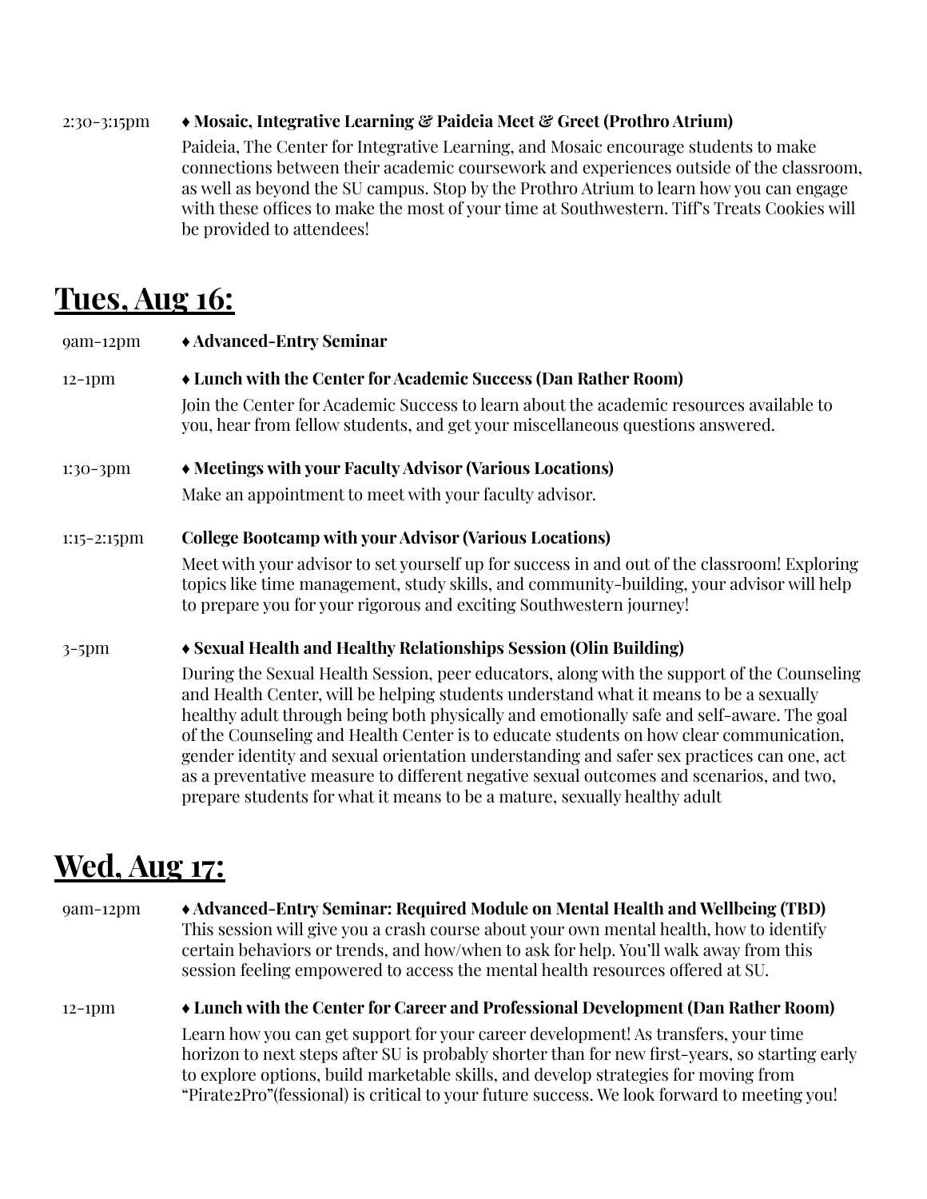2:30-3:15pm **♦ Mosaic, Integrative Learning & Paideia Meet & Greet (Prothro Atrium)**

Paideia, The Center for Integrative Learning, and Mosaic encourage students to make connections between their academic coursework and experiences outside of the classroom, as well as beyond the SU campus. Stop by the Prothro Atrium to learn how you can engage with these offices to make the most of your time at Southwestern. Tiff's Treats Cookies will be provided to attendees!

## Tues, Aug 16:

9am-12pm **♦ Advanced-Entry Seminar**

12-1pm **♦ Lunch with the Center for Academic Success (Dan Rather Room)**

Join the Center for Academic Success to learn about the academic resources available to you, hear from fellow students, and get your miscellaneous questions answered.

1:30-3pm **♦ Meetings with your Faculty Advisor (Various Locations)**

Make an appointment to meet with your faculty advisor.

1:15-2:15pm **College Bootcamp with your Advisor (Various Locations)**

Meet with your advisor to set yourself up for success in and out of the classroom! Exploring topics like time management, study skills, and community-building, your advisor will help to prepare you for your rigorous and exciting Southwestern journey!

3-5pm **♦ Sexual Health and Healthy Relationships Session (Olin Building)**

During the Sexual Health Session, peer educators, along with the support of the Counseling and Health Center, will be helping students understand what it means to be a sexually healthy adult through being both physically and emotionally safe and self-aware. The goal of the Counseling and Health Center is to educate students on how clear communication, gender identity and sexual orientation understanding and safer sex practices can one, act as a preventative measure to different negative sexual outcomes and scenarios, and two, prepare students for what it means to be a mature, sexually healthy adult

## Wed, Aug 17:

9am-12pm **♦ Advanced-Entry Seminar: Required Module on Mental Health and Wellbeing (TBD)**

This session will give you a crash course about your own mental health, how to identify certain behaviors or trends, and how/when to ask for help. You'll walk away from this session feeling empowered to access the mental health resources offered at SU.

12-1pm **♦ Lunch with the Center for Career and Professional Development (Dan Rather Room)**

Learn how you can get support for your career development! As transfers, your time horizon to next steps after SU is probably shorter than for new first-years, so starting early to explore options, build marketable skills, and develop strategies for moving from "Pirate2Pro"(fessional) is critical to your future success. We look forward to meeting you!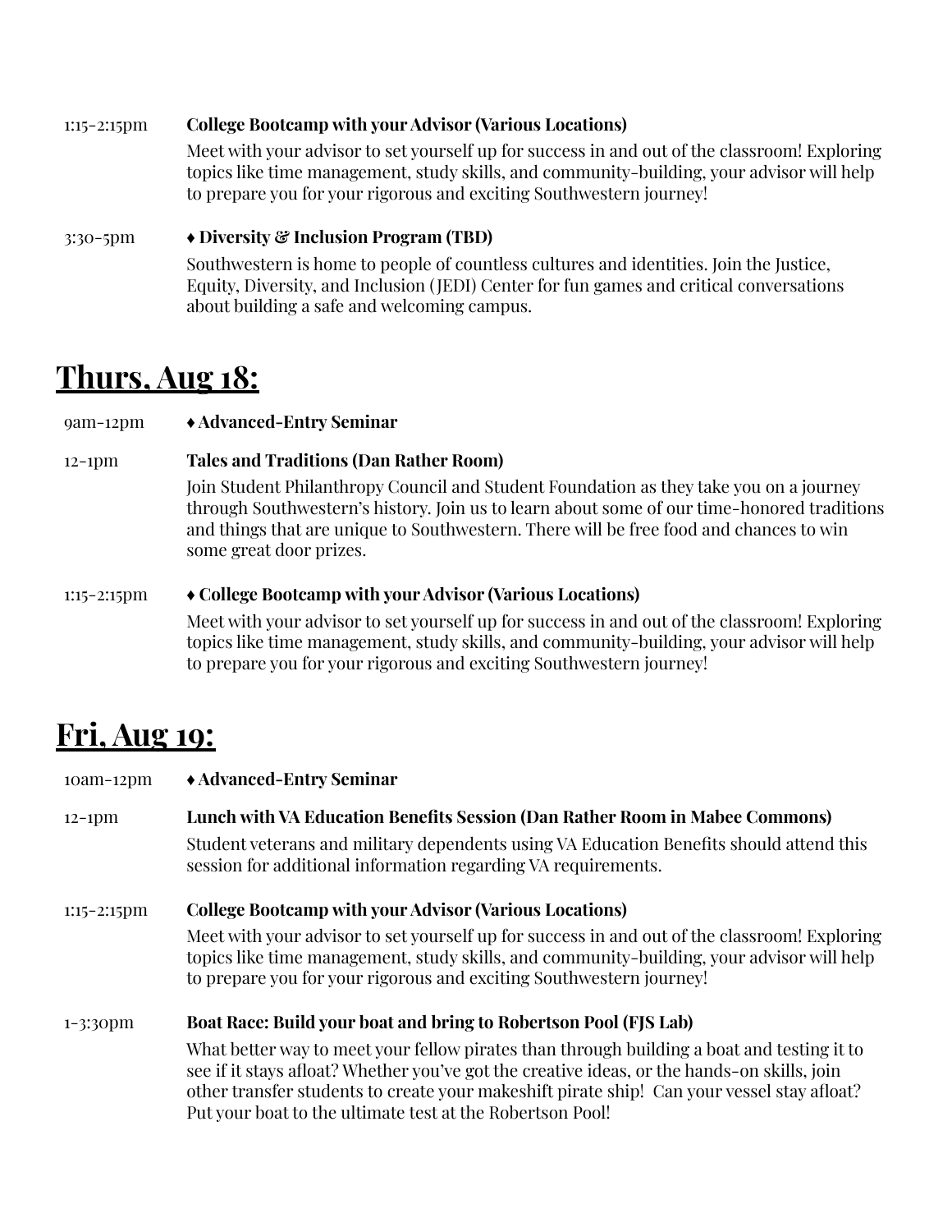1:15-2:15pm **College Bootcamp with your Advisor (Various Locations)**

Meet with your advisor to set yourself up for success in and out of the classroom! Exploring topics like time management, study skills, and community-building, your advisor will help to prepare you for your rigorous and exciting Southwestern journey!

3:30-5pm **♦ Diversity & Inclusion Program (TBD)**

Southwestern is home to people of countless cultures and identities. Join the Justice, Equity, Diversity, and Inclusion (JEDI) Center for fun games and critical conversations about building a safe and welcoming campus.

## Thurs, Aug 18:

9am-12pm **♦ Advanced-Entry Seminar**

12-1pm **Tales and Traditions (Dan Rather Room)**

Join Student Philanthropy Council and Student Foundation as they take you on a journey through Southwestern's history. Join us to learn about some of our time-honored traditions and things that are unique to Southwestern. There will be free food and chances to win some great door prizes.

1:15-2:15pm **♦ College Bootcamp with your Advisor (Various Locations)**

Meet with your advisor to set yourself up for success in and out of the classroom! Exploring topics like time management, study skills, and community-building, your advisor will help to prepare you for your rigorous and exciting Southwestern journey!

## Fri, Aug 19:

10am-12pm **♦ Advanced-Entry Seminar**

12-1pm **Lunch with VA Education Benefits Session (Dan Rather Room in Mabee Commons)**

Student veterans and military dependents using VA Education Benefits should attend this session for additional information regarding VA requirements.

1:15-2:15pm **College Bootcamp with your Advisor (Various Locations)**

Meet with your advisor to set yourself up for success in and out of the classroom! Exploring topics like time management, study skills, and community-building, your advisor will help to prepare you for your rigorous and exciting Southwestern journey!

1-3:30pm **Boat Race: Build your boat and bring to Robertson Pool (FJS Lab)**

What better way to meet your fellow pirates than through building a boat and testing it to see if it stays afloat? Whether you've got the creative ideas, or the hands-on skills, join other transfer students to create your makeshift pirate ship! Can your vessel stay afloat? Put your boat to the ultimate test at the Robertson Pool!